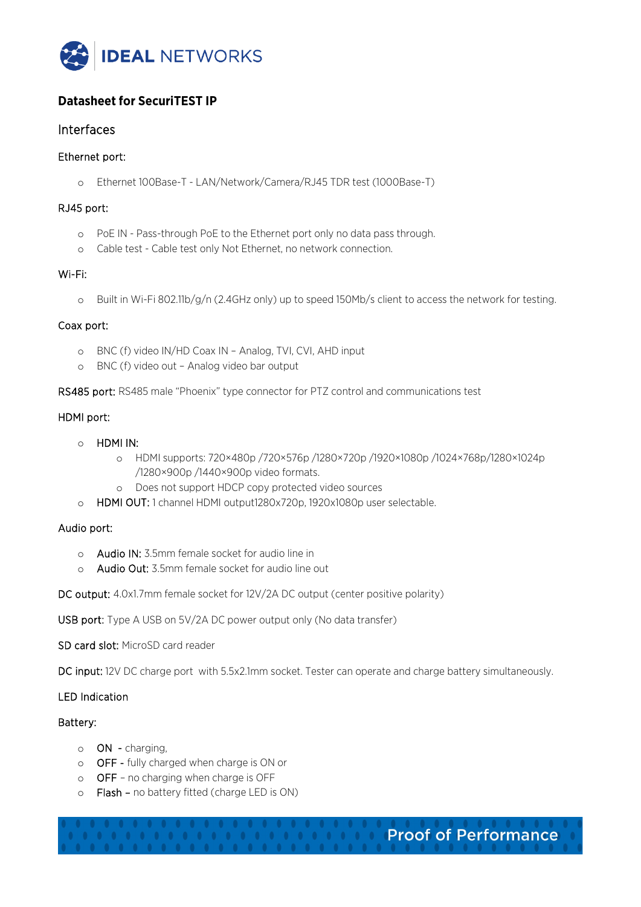# Datasheet for SecuriTEST IP

## Interfaces

### Ethernet port:

- Ethernet 100Base-T - LAN/Network/Camera/RJ45 TDR test (1000Base-T)

### RJ45 port:

- PoE IN - Pass-through PoE to the Ethernet port only no data pass through.
- Cable test - Cable test only Not Ethernet, no network connection.

### Wi-Fi:

- Built in Wi-Fi 802.11b/g/n (2.4GHz only) up to speed 150Mb/s client to access the network for testing.

### Coax port:

- BNC (f) video IN/HD Coax IN – Analog, TVI, CVI, AHD input
- BNC (f) video out – Analog video bar output

RS485 port: RS485 male "Phoenix" type connector for PTZ control and communications test

### HDMI port:

- HDMI IN:
  - HDMI supports: 720×480p /720×576p /1280×720p /1920×1080p /1024×768p/1280×1024p /1280×900p /1440×900p video formats.
  - Does not support HDCP copy protected video sources
- HDMI OUT: 1 channel HDMI output1280x720p, 1920x1080p user selectable.

### Audio port:

- Audio IN: 3.5mm female socket for audio line in
- Audio Out: 3.5mm female socket for audio line out

DC output: 4.0x1.7mm female socket for 12V/2A DC output (center positive polarity)

USB port: Type A USB on 5V/2A DC power output only (No data transfer)

SD card slot: MicroSD card reader

DC input: 12V DC charge port with 5.5x2.1mm socket. Tester can operate and charge battery simultaneously.

### LED Indication

### Battery:

- ON - charging,
- OFF - fully charged when charge is ON or
- OFF – no charging when charge is OFF
- Flash – no battery fitted (charge LED is ON)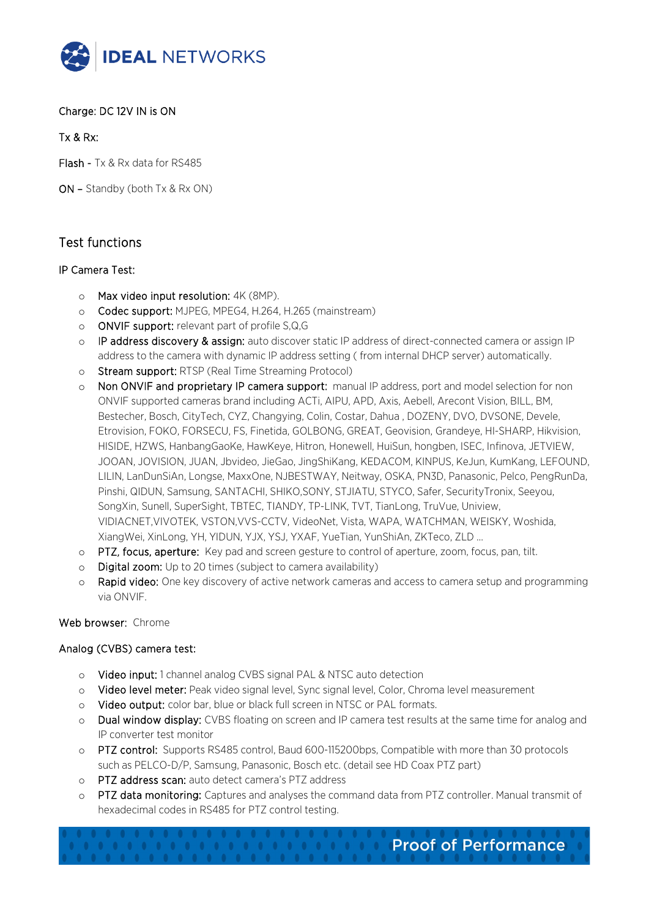Charge: DC 12V IN is ON

Tx & Rx:

Flash - Tx & Rx data for RS485

ON – Standby (both Tx & Rx ON)

## Test functions

IP Camera Test:

- Max video input resolution: 4K (8MP).
- Codec support: MJPEG, MPEG4, H.264, H.265 (mainstream)
- ONVIF support: relevant part of profile S,Q,G
- IP address discovery & assign: auto discover static IP address of direct-connected camera or assign IP address to the camera with dynamic IP address setting ( from internal DHCP server) automatically.
- Stream support: RTSP (Real Time Streaming Protocol)
- Non ONVIF and proprietary IP camera support: manual IP address, port and model selection for non ONVIF supported cameras brand including ACTi, AIPU, APD, Axis, Aebell, Arecont Vision, BILL, BM, Bestecher, Bosch, CityTech, CYZ, Changying, Colin, Costar, Dahua , DOZENY, DVO, DVSONE, Devele, Etrovision, FOKO, FORSECU, FS, Finetida, GOLBONG, GREAT, Geovision, Grandeye, HI-SHARP, Hikvision, HISIDE, HZWS, HanbangGaoKe, HawKeye, Hitron, Honewell, HuiSun, hongben, ISEC, Infinova, JETVIEW, JOOAN, JOVISION, JUAN, Jbvideo, JieGao, JingShiKang, KEDACOM, KINPUS, KeJun, KumKang, LEFOUND, LILIN, LanDunSiAn, Longse, MaxxOne, NJBESTWAY, Neitway, OSKA, PN3D, Panasonic, Pelco, PengRunDa, Pinshi, QIDUN, Samsung, SANTACHI, SHIKO,SONY, STJIATU, STYCO, Safer, SecurityTronix, Seeyou, SongXin, Sunell, SuperSight, TBTEC, TIANDY, TP-LINK, TVT, TianLong, TruVue, Uniview, VIDIACNET,VIVOTEK, VSTON,VVS-CCTV, VideoNet, Vista, WAPA, WATCHMAN, WEISKY, Woshida, XiangWei, XinLong, YH, YIDUN, YJX, YSJ, YXAF, YueTian, YunShiAn, ZKTeco, ZLD ...
- PTZ, focus, aperture: Key pad and screen gesture to control of aperture, zoom, focus, pan, tilt.
- Digital zoom: Up to 20 times (subject to camera availability)
- Rapid video: One key discovery of active network cameras and access to camera setup and programming via ONVIF.

Web browser: Chrome

Analog (CVBS) camera test:

- Video input: 1 channel analog CVBS signal PAL & NTSC auto detection
- Video level meter: Peak video signal level, Sync signal level, Color, Chroma level measurement
- Video output: color bar, blue or black full screen in NTSC or PAL formats.
- Dual window display: CVBS floating on screen and IP camera test results at the same time for analog and IP converter test monitor
- PTZ control: Supports RS485 control, Baud 600-115200bps, Compatible with more than 30 protocols such as PELCO-D/P, Samsung, Panasonic, Bosch etc. (detail see HD Coax PTZ part)
- PTZ address scan: auto detect camera's PTZ address
- PTZ data monitoring: Captures and analyses the command data from PTZ controller. Manual transmit of hexadecimal codes in RS485 for PTZ control testing.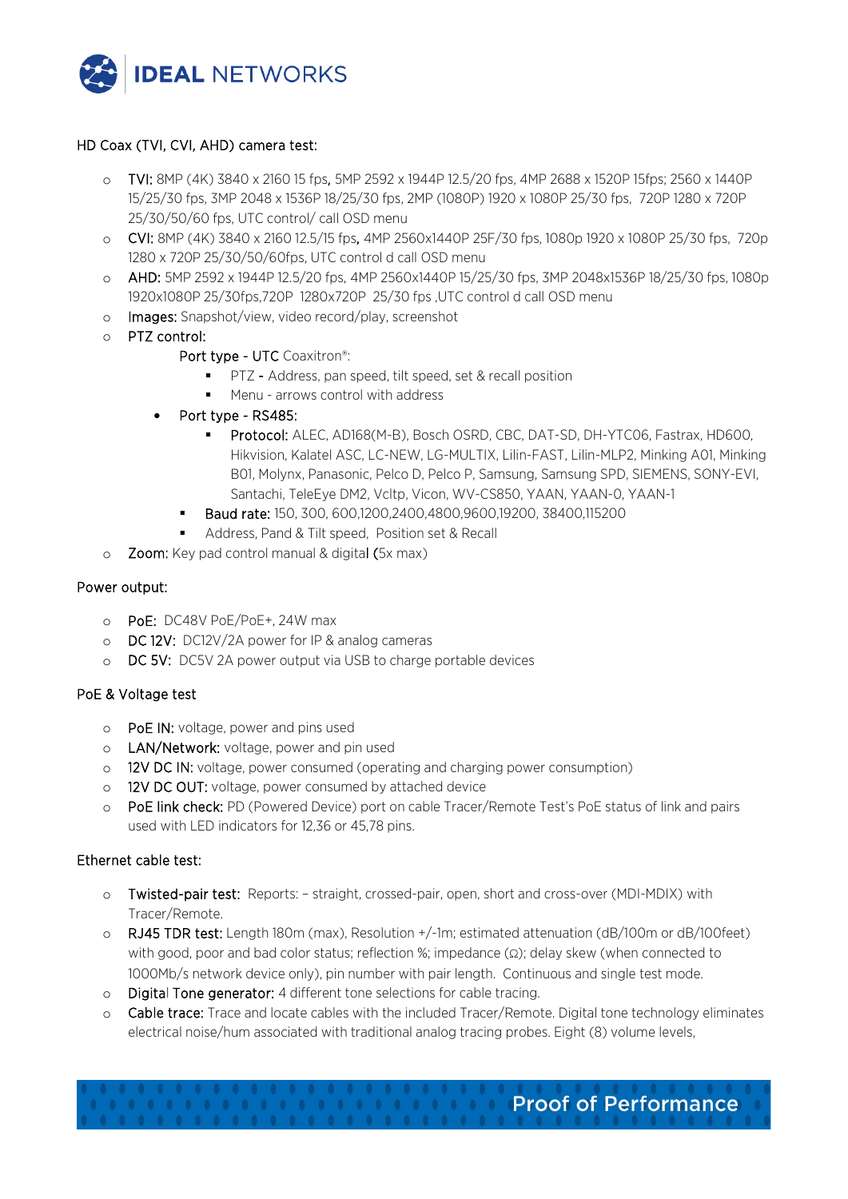HD Coax (TVI, CVI, AHD) camera test:

- TVI: 8MP (4K) 3840 x 2160 15 fps, 5MP 2592 x 1944P 12.5/20 fps, 4MP 2688 x 1520P 15fps; 2560 x 1440P 15/25/30 fps, 3MP 2048 x 1536P 18/25/30 fps, 2MP (1080P) 1920 x 1080P 25/30 fps, 720P 1280 x 720P 25/30/50/60 fps, UTC control/ call OSD menu
- CVI: 8MP (4K) 3840 x 2160 12.5/15 fps, 4MP 2560x1440P 25F/30 fps, 1080p 1920 x 1080P 25/30 fps, 720p 1280 x 720P 25/30/50/60fps, UTC control d call OSD menu
- AHD: 5MP 2592 x 1944P 12.5/20 fps, 4MP 2560x1440P 15/25/30 fps, 3MP 2048x1536P 18/25/30 fps, 1080p 1920x1080P 25/30fps,720P 1280x720P 25/30 fps ,UTC control d call OSD menu
- Images: Snapshot/view, video record/play, screenshot
- PTZ control:
  - Port type - UTC Coaxitron®:
    - PTZ - Address, pan speed, tilt speed, set & recall position
    - Menu - arrows control with address
  - Port type - RS485:
    - Protocol: ALEC, AD168(M-B), Bosch OSRD, CBC, DAT-SD, DH-YTC06, Fastrax, HD600, Hikvision, Kalatel ASC, LC-NEW, LG-MULTIX, Lilin-FAST, Lilin-MLP2, Minking A01, Minking B01, Molynx, Panasonic, Pelco D, Pelco P, Samsung, Samsung SPD, SIEMENS, SONY-EVI, Santachi, TeleEye DM2, Vcltp, Vicon, WV-CS850, YAAN, YAAN-0, YAAN-1
    - Baud rate: 150, 300, 600,1200,2400,4800,9600,19200, 38400,115200
    - Address, Pand & Tilt speed, Position set & Recall
- Zoom: Key pad control manual & digital (5x max)

Power output:

- PoE: DC48V PoE/PoE+, 24W max
- DC 12V: DC12V/2A power for IP & analog cameras
- DC 5V: DC5V 2A power output via USB to charge portable devices

PoE & Voltage test

- PoE IN: voltage, power and pins used
- LAN/Network: voltage, power and pin used
- 12V DC IN: voltage, power consumed (operating and charging power consumption)
- 12V DC OUT: voltage, power consumed by attached device
- PoE link check: PD (Powered Device) port on cable Tracer/Remote Test's PoE status of link and pairs used with LED indicators for 12,36 or 45,78 pins.

Ethernet cable test:

- Twisted-pair test: Reports: – straight, crossed-pair, open, short and cross-over (MDI-MDIX) with Tracer/Remote.
- RJ45 TDR test: Length 180m (max), Resolution +/-1m; estimated attenuation (dB/100m or dB/100feet) with good, poor and bad color status; reflection %; impedance (Ω); delay skew (when connected to 1000Mb/s network device only), pin number with pair length. Continuous and single test mode.
- Digital Tone generator: 4 different tone selections for cable tracing.
- Cable trace: Trace and locate cables with the included Tracer/Remote. Digital tone technology eliminates electrical noise/hum associated with traditional analog tracing probes. Eight (8) volume levels,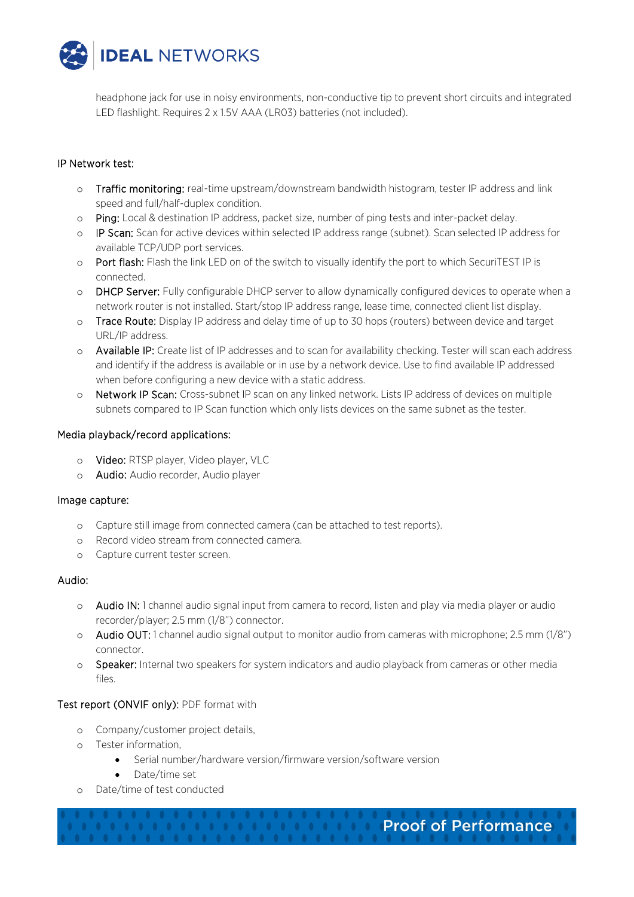headphone jack for use in noisy environments, non-conductive tip to prevent short circuits and integrated LED flashlight. Requires 2 x 1.5V AAA (LR03) batteries (not included).

IP Network test:

- Traffic monitoring: real-time upstream/downstream bandwidth histogram, tester IP address and link speed and full/half-duplex condition.
- Ping: Local & destination IP address, packet size, number of ping tests and inter-packet delay.
- IP Scan: Scan for active devices within selected IP address range (subnet). Scan selected IP address for available TCP/UDP port services.
- Port flash: Flash the link LED on of the switch to visually identify the port to which SecuriTEST IP is connected.
- DHCP Server: Fully configurable DHCP server to allow dynamically configured devices to operate when a network router is not installed. Start/stop IP address range, lease time, connected client list display.
- Trace Route: Display IP address and delay time of up to 30 hops (routers) between device and target URL/IP address.
- Available IP: Create list of IP addresses and to scan for availability checking. Tester will scan each address and identify if the address is available or in use by a network device. Use to find available IP addressed when before configuring a new device with a static address.
- Network IP Scan: Cross-subnet IP scan on any linked network. Lists IP address of devices on multiple subnets compared to IP Scan function which only lists devices on the same subnet as the tester.

Media playback/record applications:

- Video: RTSP player, Video player, VLC
- Audio: Audio recorder, Audio player

Image capture:

- Capture still image from connected camera (can be attached to test reports).
- Record video stream from connected camera.
- Capture current tester screen.

Audio:

- Audio IN: 1 channel audio signal input from camera to record, listen and play via media player or audio recorder/player; 2.5 mm (1/8") connector.
- Audio OUT: 1 channel audio signal output to monitor audio from cameras with microphone; 2.5 mm (1/8") connector.
- Speaker: Internal two speakers for system indicators and audio playback from cameras or other media files.

Test report (ONVIF only): PDF format with

- Company/customer project details,
- Tester information,
  - Serial number/hardware version/firmware version/software version
  - Date/time set
- Date/time of test conducted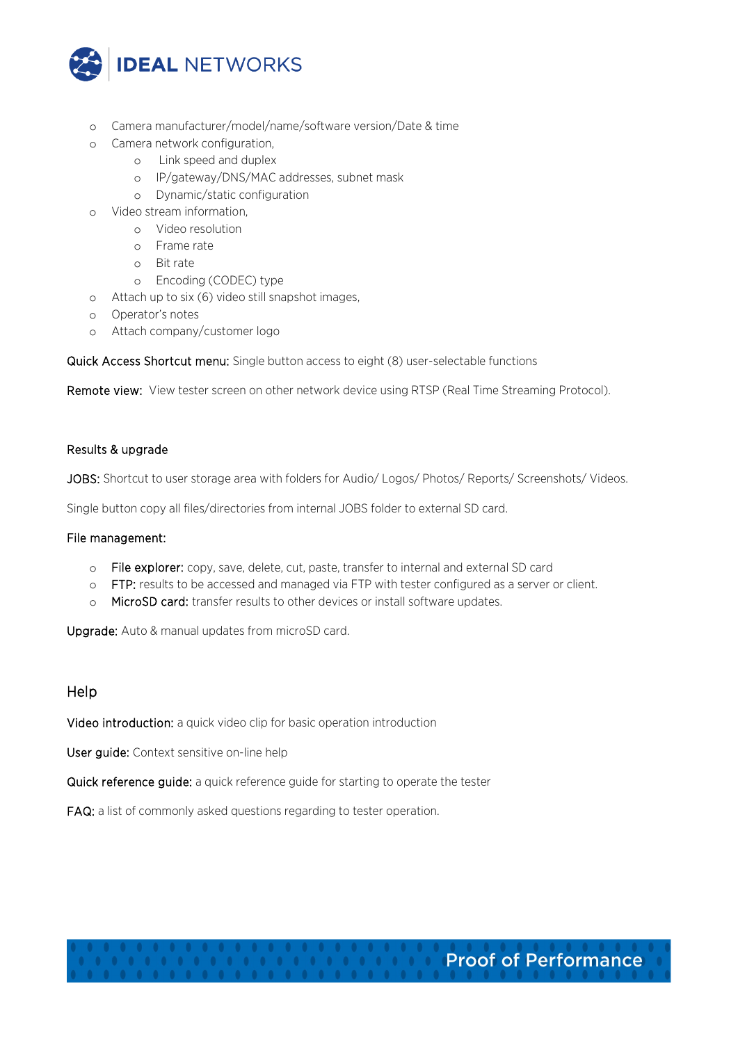- Camera manufacturer/model/name/software version/Date & time
- Camera network configuration,
  - Link speed and duplex
  - IP/gateway/DNS/MAC addresses, subnet mask
  - Dynamic/static configuration
- Video stream information,
  - Video resolution
  - Frame rate
  - Bit rate
  - Encoding (CODEC) type
- Attach up to six (6) video still snapshot images,
- Operator's notes
- Attach company/customer logo

Quick Access Shortcut menu: Single button access to eight (8) user-selectable functions

Remote view: View tester screen on other network device using RTSP (Real Time Streaming Protocol).

### Results & upgrade

JOBS: Shortcut to user storage area with folders for Audio/ Logos/ Photos/ Reports/ Screenshots/ Videos.

Single button copy all files/directories from internal JOBS folder to external SD card.

File management:

- File explorer: copy, save, delete, cut, paste, transfer to internal and external SD card
- FTP: results to be accessed and managed via FTP with tester configured as a server or client.
- MicroSD card: transfer results to other devices or install software updates.

Upgrade: Auto & manual updates from microSD card.

## Help

Video introduction: a quick video clip for basic operation introduction

User guide: Context sensitive on-line help

Quick reference guide: a quick reference guide for starting to operate the tester

FAQ: a list of commonly asked questions regarding to tester operation.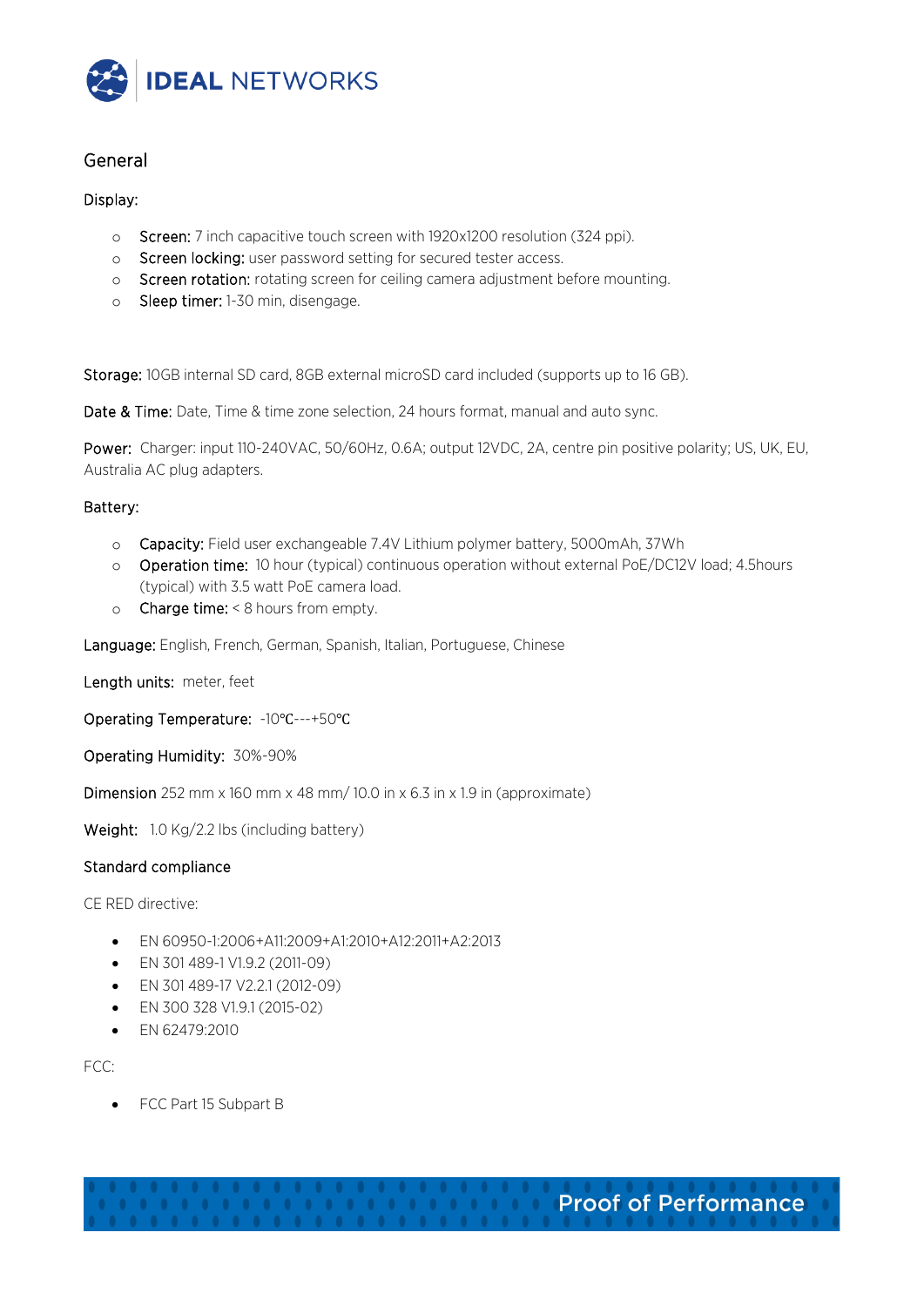## General

Display:

- Screen: 7 inch capacitive touch screen with 1920x1200 resolution (324 ppi).
- Screen locking: user password setting for secured tester access.
- Screen rotation: rotating screen for ceiling camera adjustment before mounting.
- Sleep timer: 1-30 min, disengage.

Storage: 10GB internal SD card, 8GB external microSD card included (supports up to 16 GB).

Date & Time: Date, Time & time zone selection, 24 hours format, manual and auto sync.

Power: Charger: input 110-240VAC, 50/60Hz, 0.6A; output 12VDC, 2A, centre pin positive polarity; US, UK, EU, Australia AC plug adapters.

Battery:

- Capacity: Field user exchangeable 7.4V Lithium polymer battery, 5000mAh, 37Wh
- Operation time: 10 hour (typical) continuous operation without external PoE/DC12V load; 4.5hours (typical) with 3.5 watt PoE camera load.
- Charge time: < 8 hours from empty.

Language: English, French, German, Spanish, Italian, Portuguese, Chinese

Length units: meter, feet

Operating Temperature: -10℃---+50℃

Operating Humidity: 30%-90%

Dimension 252 mm x 160 mm x 48 mm/ 10.0 in x 6.3 in x 1.9 in (approximate)

Weight: 1.0 Kg/2.2 lbs (including battery)

Standard compliance

CE RED directive:

- EN 60950-1:2006+A11:2009+A1:2010+A12:2011+A2:2013
- EN 301 489-1 V1.9.2 (2011-09)
- EN 301 489-17 V2.2.1 (2012-09)
- EN 300 328 V1.9.1 (2015-02)
- EN 62479:2010

FCC:

- FCC Part 15 Subpart B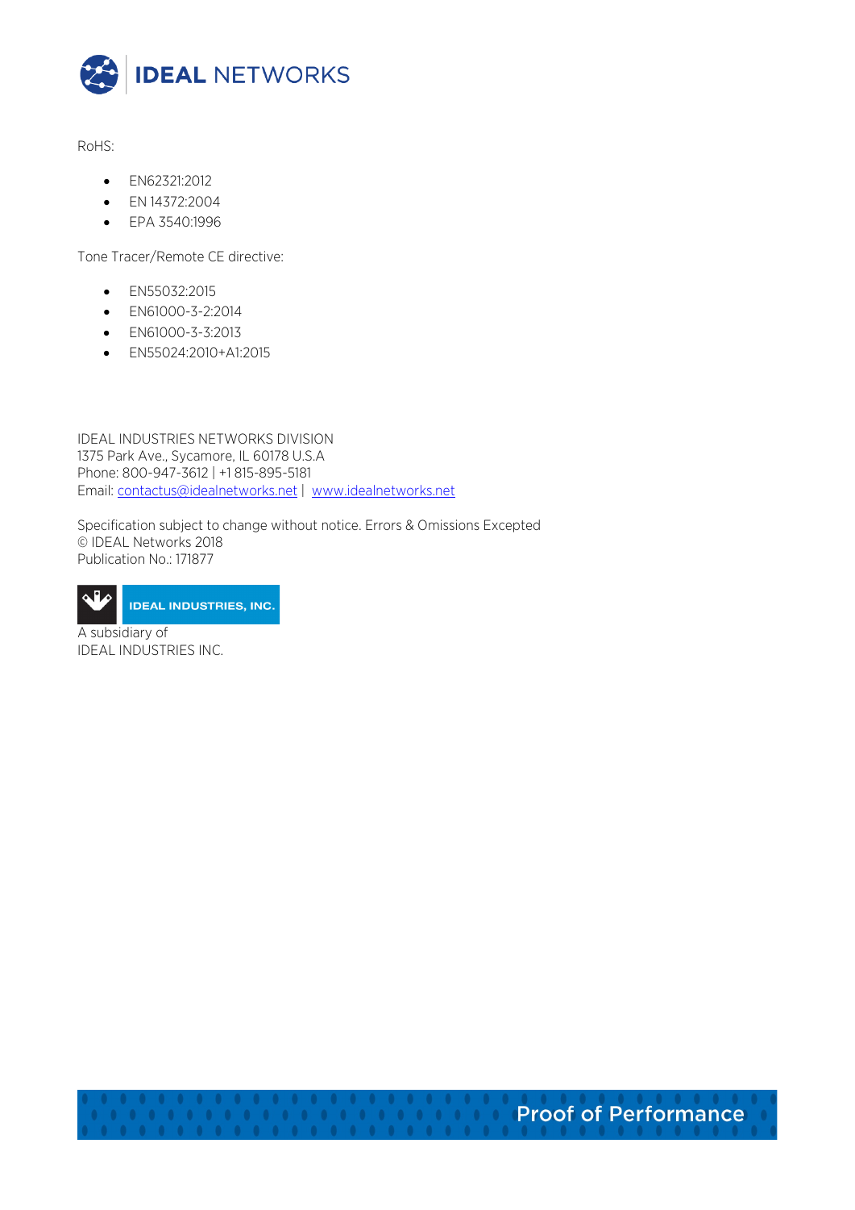RoHS:

- EN62321:2012
- EN 14372:2004
- EPA 3540:1996

Tone Tracer/Remote CE directive:

- EN55032:2015
- EN61000-3-2:2014
- EN61000-3-3:2013
- EN55024:2010+A1:2015

IDEAL INDUSTRIES NETWORKS DIVISION
1375 Park Ave., Sycamore, IL 60178 U.S.A
Phone: 800-947-3612 | +1 815-895-5181
Email: contactus@idealnetworks.net | www.idealnetworks.net

Specification subject to change without notice. Errors & Omissions Excepted
© IDEAL Networks 2018
Publication No.: 171877

IDEAL INDUSTRIES, INC.

A subsidiary of
IDEAL INDUSTRIES INC.

Proof of Performance